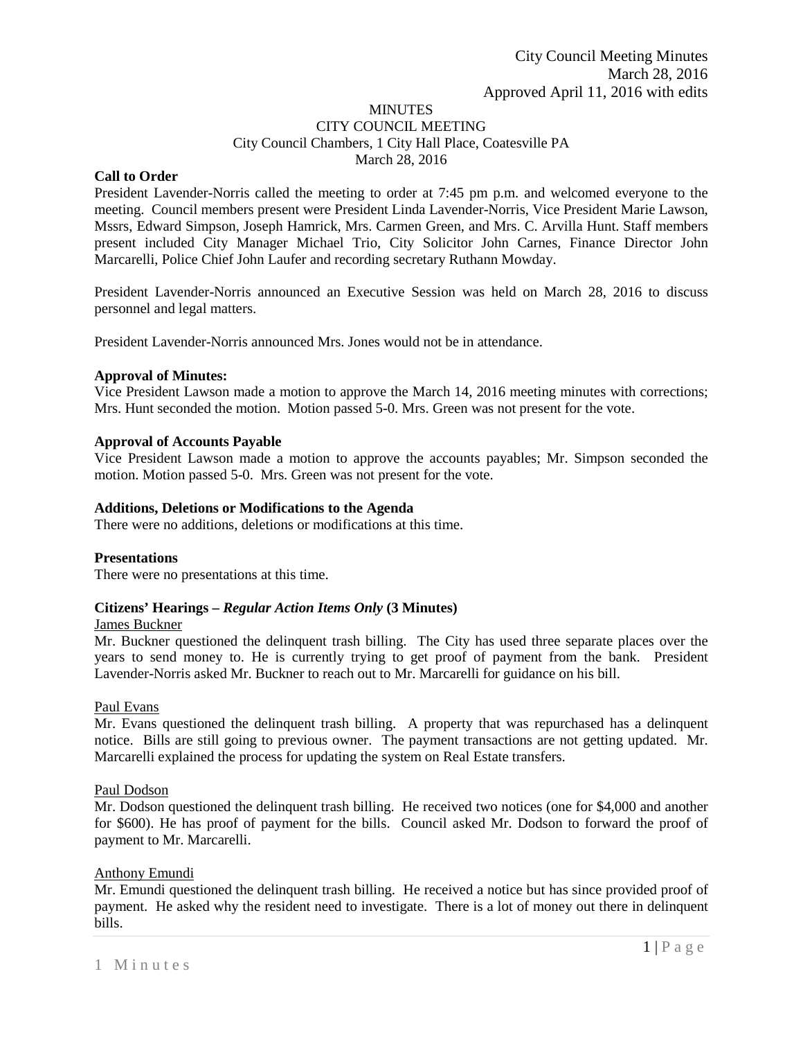City Council Meeting Minutes
March 28, 2016
Approved April 11, 2016 with edits

# MINUTES
## CITY COUNCIL MEETING
City Council Chambers, 1 City Hall Place, Coatesville PA
March 28, 2016

**Call to Order**

President Lavender-Norris called the meeting to order at 7:45 pm p.m. and welcomed everyone to the meeting. Council members present were President Linda Lavender-Norris, Vice President Marie Lawson, Mssrs, Edward Simpson, Joseph Hamrick, Mrs. Carmen Green, and Mrs. C. Arvilla Hunt. Staff members present included City Manager Michael Trio, City Solicitor John Carnes, Finance Director John Marcarelli, Police Chief John Laufer and recording secretary Ruthann Mowday.

President Lavender-Norris announced an Executive Session was held on March 28, 2016 to discuss personnel and legal matters.

President Lavender-Norris announced Mrs. Jones would not be in attendance.

**Approval of Minutes:**

Vice President Lawson made a motion to approve the March 14, 2016 meeting minutes with corrections; Mrs. Hunt seconded the motion. Motion passed 5-0. Mrs. Green was not present for the vote.

**Approval of Accounts Payable**

Vice President Lawson made a motion to approve the accounts payables; Mr. Simpson seconded the motion. Motion passed 5-0. Mrs. Green was not present for the vote.

**Additions, Deletions or Modifications to the Agenda**

There were no additions, deletions or modifications at this time.

**Presentations**

There were no presentations at this time.

**Citizens' Hearings –** ***Regular Action Items Only*** **(3 Minutes)**

James Buckner

Mr. Buckner questioned the delinquent trash billing. The City has used three separate places over the years to send money to. He is currently trying to get proof of payment from the bank. President Lavender-Norris asked Mr. Buckner to reach out to Mr. Marcarelli for guidance on his bill.

Paul Evans

Mr. Evans questioned the delinquent trash billing. A property that was repurchased has a delinquent notice. Bills are still going to previous owner. The payment transactions are not getting updated. Mr. Marcarelli explained the process for updating the system on Real Estate transfers.

Paul Dodson

Mr. Dodson questioned the delinquent trash billing. He received two notices (one for $4,000 and another for $600). He has proof of payment for the bills. Council asked Mr. Dodson to forward the proof of payment to Mr. Marcarelli.

Anthony Emundi

Mr. Emundi questioned the delinquent trash billing. He received a notice but has since provided proof of payment. He asked why the resident need to investigate. There is a lot of money out there in delinquent bills.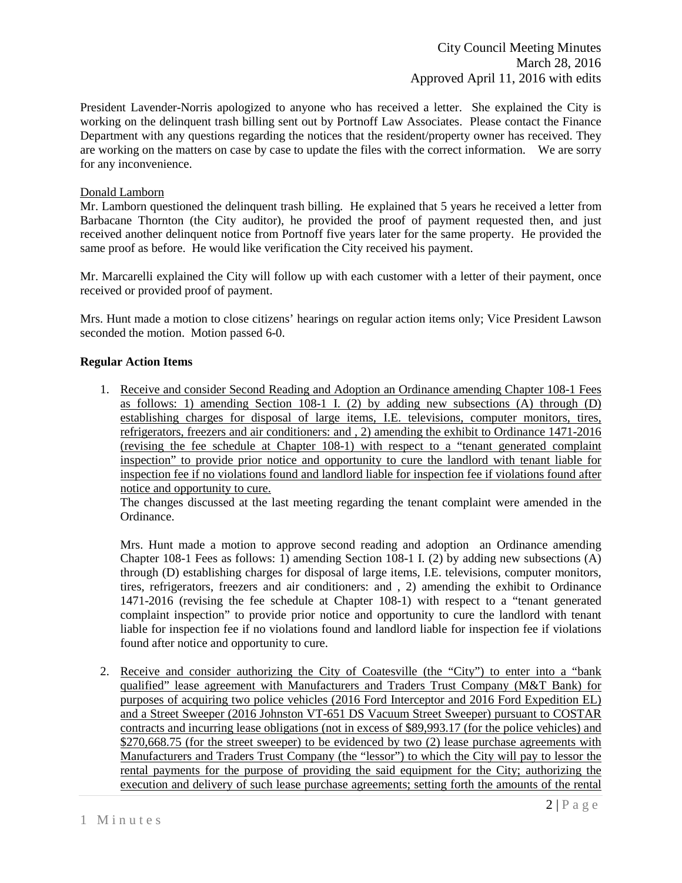President Lavender-Norris apologized to anyone who has received a letter. She explained the City is working on the delinquent trash billing sent out by Portnoff Law Associates. Please contact the Finance Department with any questions regarding the notices that the resident/property owner has received. They are working on the matters on case by case to update the files with the correct information. We are sorry for any inconvenience.

Donald Lamborn

Mr. Lamborn questioned the delinquent trash billing. He explained that 5 years he received a letter from Barbacane Thornton (the City auditor), he provided the proof of payment requested then, and just received another delinquent notice from Portnoff five years later for the same property. He provided the same proof as before. He would like verification the City received his payment.

Mr. Marcarelli explained the City will follow up with each customer with a letter of their payment, once received or provided proof of payment.

Mrs. Hunt made a motion to close citizens' hearings on regular action items only; Vice President Lawson seconded the motion. Motion passed 6-0.

**Regular Action Items**

1. Receive and consider Second Reading and Adoption an Ordinance amending Chapter 108-1 Fees as follows: 1) amending Section 108-1 I. (2) by adding new subsections (A) through (D) establishing charges for disposal of large items, I.E. televisions, computer monitors, tires, refrigerators, freezers and air conditioners: and , 2) amending the exhibit to Ordinance 1471-2016 (revising the fee schedule at Chapter 108-1) with respect to a "tenant generated complaint inspection" to provide prior notice and opportunity to cure the landlord with tenant liable for inspection fee if no violations found and landlord liable for inspection fee if violations found after notice and opportunity to cure.
   The changes discussed at the last meeting regarding the tenant complaint were amended in the Ordinance.

   Mrs. Hunt made a motion to approve second reading and adoption an Ordinance amending Chapter 108-1 Fees as follows: 1) amending Section 108-1 I. (2) by adding new subsections (A) through (D) establishing charges for disposal of large items, I.E. televisions, computer monitors, tires, refrigerators, freezers and air conditioners: and , 2) amending the exhibit to Ordinance 1471-2016 (revising the fee schedule at Chapter 108-1) with respect to a "tenant generated complaint inspection" to provide prior notice and opportunity to cure the landlord with tenant liable for inspection fee if no violations found and landlord liable for inspection fee if violations found after notice and opportunity to cure.

2. Receive and consider authorizing the City of Coatesville (the "City") to enter into a "bank qualified" lease agreement with Manufacturers and Traders Trust Company (M&T Bank) for purposes of acquiring two police vehicles (2016 Ford Interceptor and 2016 Ford Expedition EL) and a Street Sweeper (2016 Johnston VT-651 DS Vacuum Street Sweeper) pursuant to COSTAR contracts and incurring lease obligations (not in excess of $89,993.17 (for the police vehicles) and $270,668.75 (for the street sweeper) to be evidenced by two (2) lease purchase agreements with Manufacturers and Traders Trust Company (the "lessor") to which the City will pay to lessor the rental payments for the purpose of providing the said equipment for the City; authorizing the execution and delivery of such lease purchase agreements; setting forth the amounts of the rental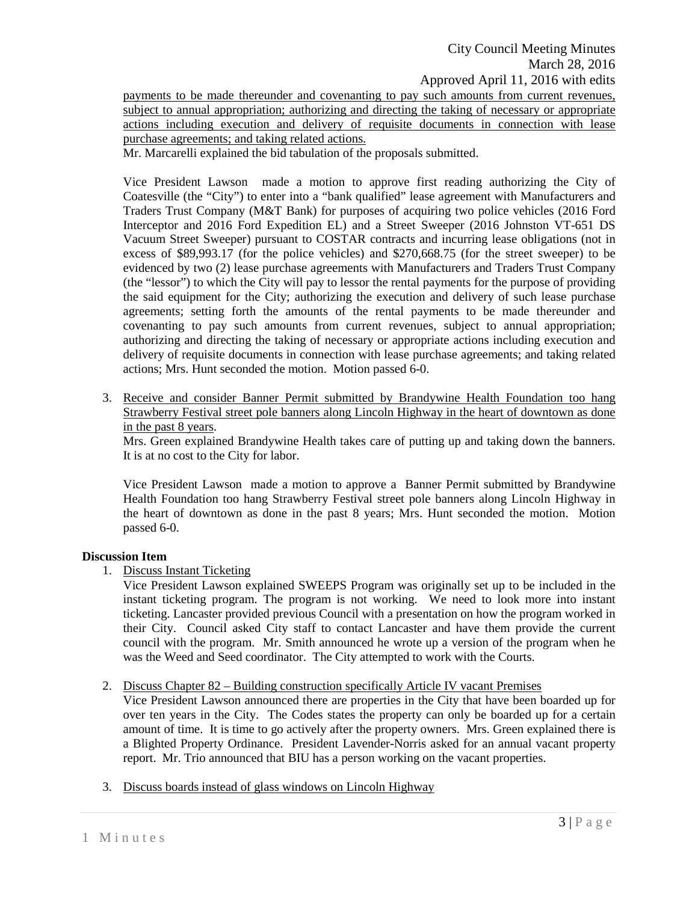payments to be made thereunder and covenanting to pay such amounts from current revenues, subject to annual appropriation; authorizing and directing the taking of necessary or appropriate actions including execution and delivery of requisite documents in connection with lease purchase agreements; and taking related actions.

Mr. Marcarelli explained the bid tabulation of the proposals submitted.

Vice President Lawson made a motion to approve first reading authorizing the City of Coatesville (the "City") to enter into a "bank qualified" lease agreement with Manufacturers and Traders Trust Company (M&T Bank) for purposes of acquiring two police vehicles (2016 Ford Interceptor and 2016 Ford Expedition EL) and a Street Sweeper (2016 Johnston VT-651 DS Vacuum Street Sweeper) pursuant to COSTAR contracts and incurring lease obligations (not in excess of $89,993.17 (for the police vehicles) and $270,668.75 (for the street sweeper) to be evidenced by two (2) lease purchase agreements with Manufacturers and Traders Trust Company (the "lessor") to which the City will pay to lessor the rental payments for the purpose of providing the said equipment for the City; authorizing the execution and delivery of such lease purchase agreements; setting forth the amounts of the rental payments to be made thereunder and covenanting to pay such amounts from current revenues, subject to annual appropriation; authorizing and directing the taking of necessary or appropriate actions including execution and delivery of requisite documents in connection with lease purchase agreements; and taking related actions; Mrs. Hunt seconded the motion. Motion passed 6-0.

3. Receive and consider Banner Permit submitted by Brandywine Health Foundation too hang Strawberry Festival street pole banners along Lincoln Highway in the heart of downtown as done in the past 8 years.

   Mrs. Green explained Brandywine Health takes care of putting up and taking down the banners. It is at no cost to the City for labor.

   Vice President Lawson made a motion to approve a Banner Permit submitted by Brandywine Health Foundation too hang Strawberry Festival street pole banners along Lincoln Highway in the heart of downtown as done in the past 8 years; Mrs. Hunt seconded the motion. Motion passed 6-0.

**Discussion Item**

1. Discuss Instant Ticketing

   Vice President Lawson explained SWEEPS Program was originally set up to be included in the instant ticketing program. The program is not working. We need to look more into instant ticketing. Lancaster provided previous Council with a presentation on how the program worked in their City. Council asked City staff to contact Lancaster and have them provide the current council with the program. Mr. Smith announced he wrote up a version of the program when he was the Weed and Seed coordinator. The City attempted to work with the Courts.

2. Discuss Chapter 82 – Building construction specifically Article IV vacant Premises

   Vice President Lawson announced there are properties in the City that have been boarded up for over ten years in the City. The Codes states the property can only be boarded up for a certain amount of time. It is time to go actively after the property owners. Mrs. Green explained there is a Blighted Property Ordinance. President Lavender-Norris asked for an annual vacant property report. Mr. Trio announced that BIU has a person working on the vacant properties.

3. Discuss boards instead of glass windows on Lincoln Highway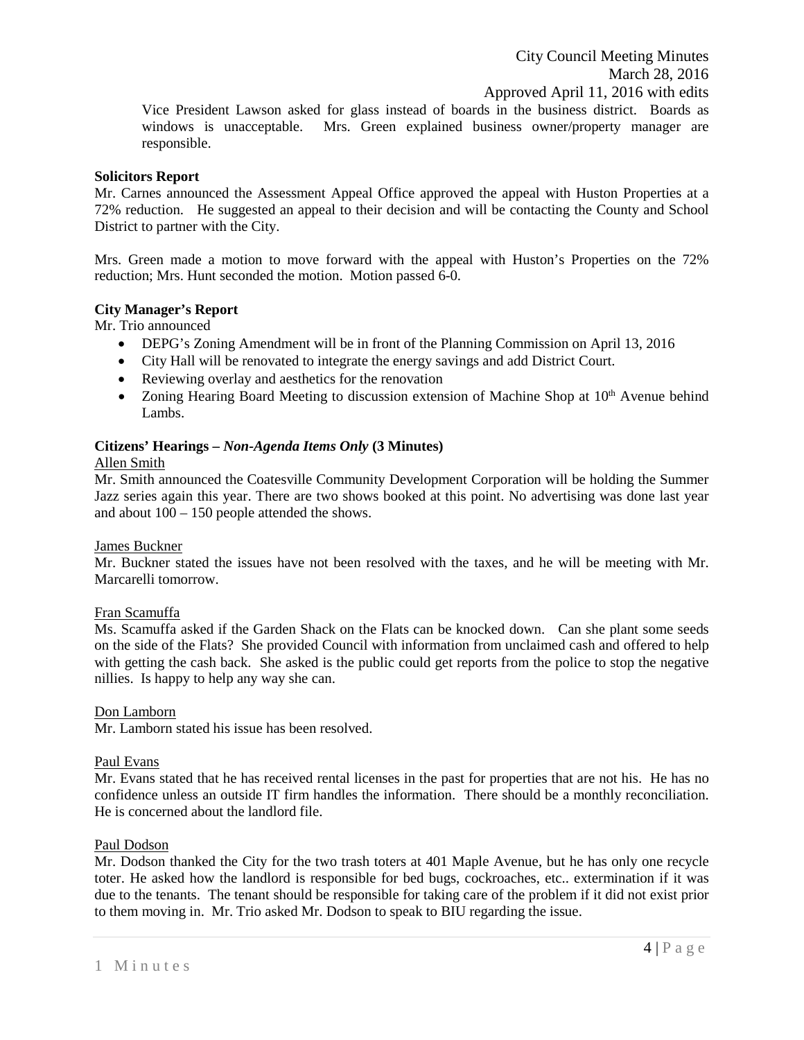Vice President Lawson asked for glass instead of boards in the business district. Boards as windows is unacceptable. Mrs. Green explained business owner/property manager are responsible.

**Solicitors Report**

Mr. Carnes announced the Assessment Appeal Office approved the appeal with Huston Properties at a 72% reduction. He suggested an appeal to their decision and will be contacting the County and School District to partner with the City.

Mrs. Green made a motion to move forward with the appeal with Huston's Properties on the 72% reduction; Mrs. Hunt seconded the motion. Motion passed 6-0.

**City Manager's Report**

Mr. Trio announced

- DEPG's Zoning Amendment will be in front of the Planning Commission on April 13, 2016
- City Hall will be renovated to integrate the energy savings and add District Court.
- Reviewing overlay and aesthetics for the renovation
- Zoning Hearing Board Meeting to discussion extension of Machine Shop at 10th Avenue behind Lambs.

**Citizens' Hearings – *Non-Agenda Items Only* (3 Minutes)**

Allen Smith

Mr. Smith announced the Coatesville Community Development Corporation will be holding the Summer Jazz series again this year. There are two shows booked at this point. No advertising was done last year and about 100 – 150 people attended the shows.

James Buckner

Mr. Buckner stated the issues have not been resolved with the taxes, and he will be meeting with Mr. Marcarelli tomorrow.

Fran Scamuffa

Ms. Scamuffa asked if the Garden Shack on the Flats can be knocked down. Can she plant some seeds on the side of the Flats? She provided Council with information from unclaimed cash and offered to help with getting the cash back. She asked is the public could get reports from the police to stop the negative nillies. Is happy to help any way she can.

Don Lamborn

Mr. Lamborn stated his issue has been resolved.

Paul Evans

Mr. Evans stated that he has received rental licenses in the past for properties that are not his. He has no confidence unless an outside IT firm handles the information. There should be a monthly reconciliation. He is concerned about the landlord file.

Paul Dodson

Mr. Dodson thanked the City for the two trash toters at 401 Maple Avenue, but he has only one recycle toter. He asked how the landlord is responsible for bed bugs, cockroaches, etc.. extermination if it was due to the tenants. The tenant should be responsible for taking care of the problem if it did not exist prior to them moving in. Mr. Trio asked Mr. Dodson to speak to BIU regarding the issue.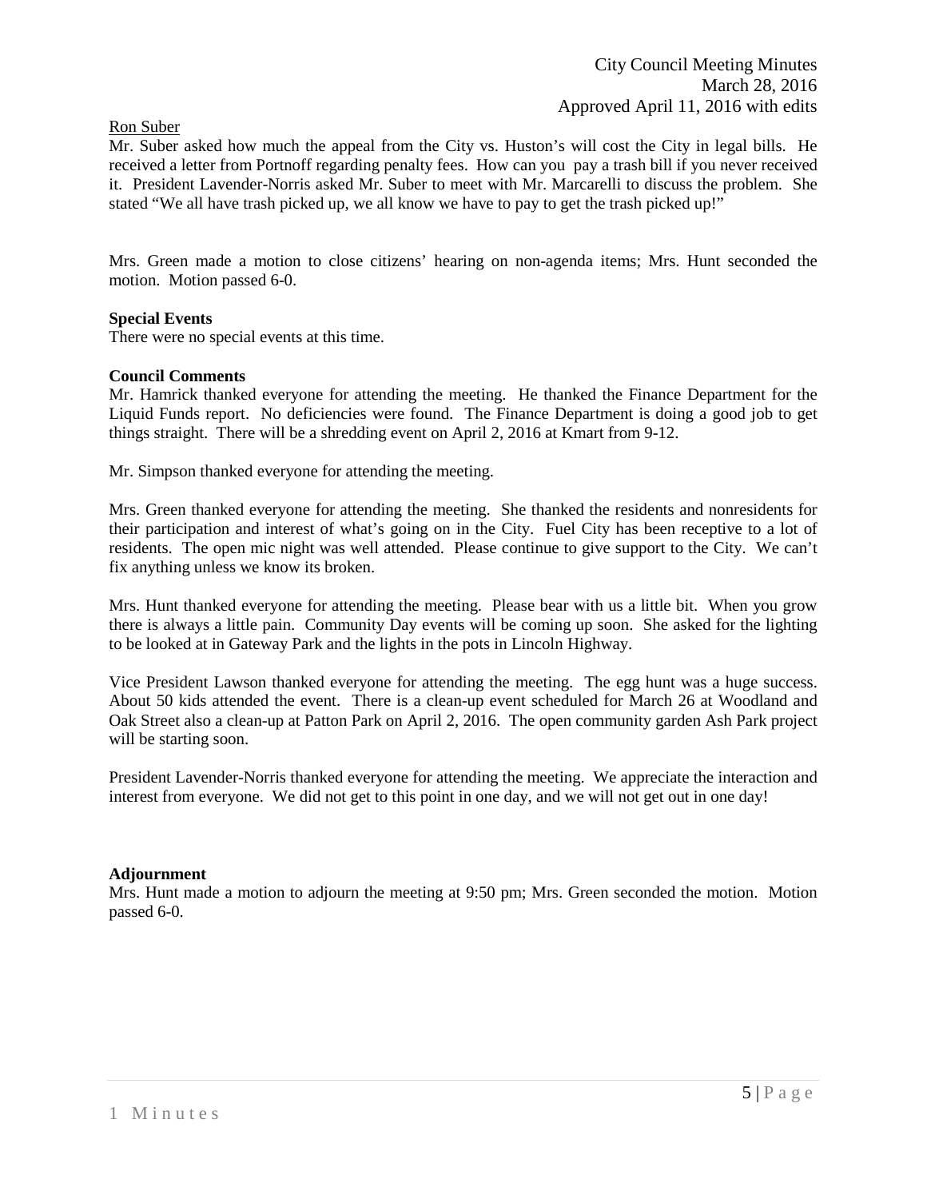Ron Suber

Mr. Suber asked how much the appeal from the City vs. Huston's will cost the City in legal bills. He received a letter from Portnoff regarding penalty fees. How can you pay a trash bill if you never received it. President Lavender-Norris asked Mr. Suber to meet with Mr. Marcarelli to discuss the problem. She stated "We all have trash picked up, we all know we have to pay to get the trash picked up!"

Mrs. Green made a motion to close citizens' hearing on non-agenda items; Mrs. Hunt seconded the motion. Motion passed 6-0.

**Special Events**

There were no special events at this time.

**Council Comments**

Mr. Hamrick thanked everyone for attending the meeting. He thanked the Finance Department for the Liquid Funds report. No deficiencies were found. The Finance Department is doing a good job to get things straight. There will be a shredding event on April 2, 2016 at Kmart from 9-12.

Mr. Simpson thanked everyone for attending the meeting.

Mrs. Green thanked everyone for attending the meeting. She thanked the residents and nonresidents for their participation and interest of what's going on in the City. Fuel City has been receptive to a lot of residents. The open mic night was well attended. Please continue to give support to the City. We can't fix anything unless we know its broken.

Mrs. Hunt thanked everyone for attending the meeting. Please bear with us a little bit. When you grow there is always a little pain. Community Day events will be coming up soon. She asked for the lighting to be looked at in Gateway Park and the lights in the pots in Lincoln Highway.

Vice President Lawson thanked everyone for attending the meeting. The egg hunt was a huge success. About 50 kids attended the event. There is a clean-up event scheduled for March 26 at Woodland and Oak Street also a clean-up at Patton Park on April 2, 2016. The open community garden Ash Park project will be starting soon.

President Lavender-Norris thanked everyone for attending the meeting. We appreciate the interaction and interest from everyone. We did not get to this point in one day, and we will not get out in one day!

**Adjournment**

Mrs. Hunt made a motion to adjourn the meeting at 9:50 pm; Mrs. Green seconded the motion. Motion passed 6-0.